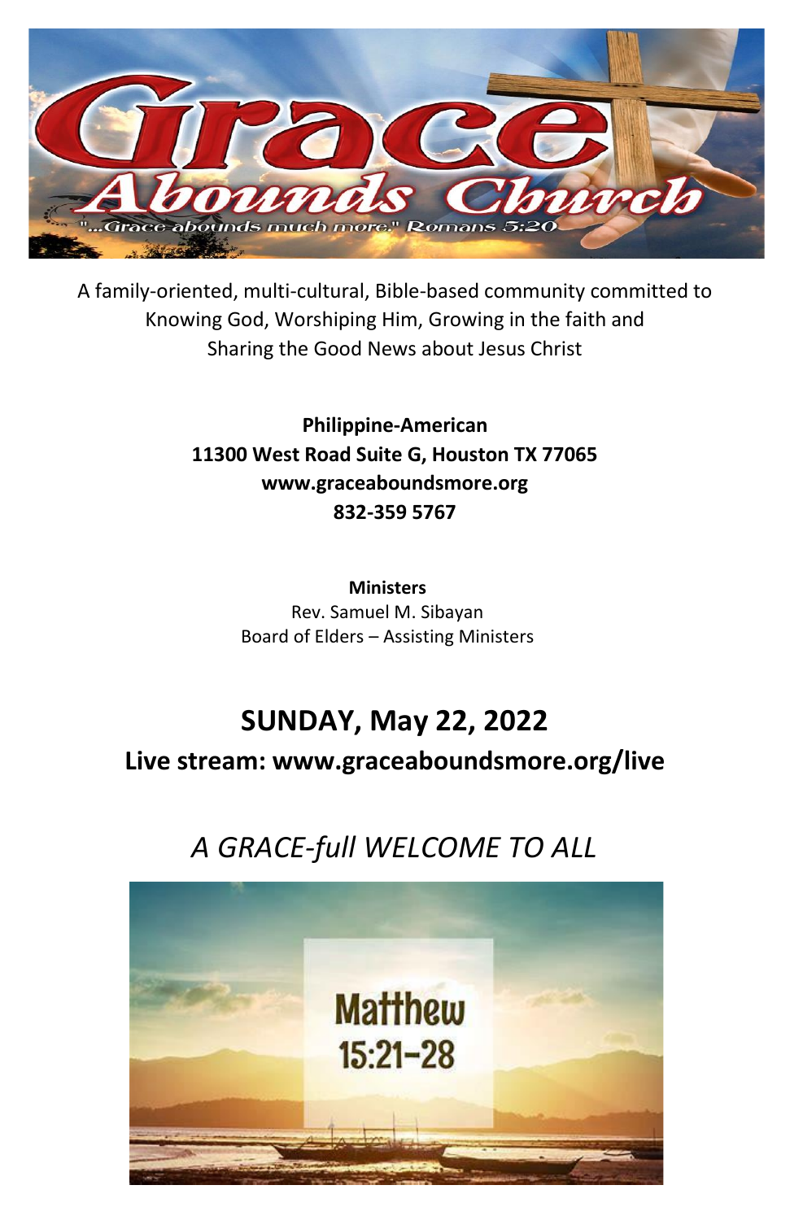# Grace Abounds Church

"...Grace abounds much more." Romans 5:20

A family-oriented, multi-cultural, Bible-based community committed to Knowing God, Worshiping Him, Growing in the faith and Sharing the Good News about Jesus Christ

**Philippine-American**
**11300 West Road Suite G, Houston TX 77065**
**www.graceaboundsmore.org**
**832-359 5767**

**Ministers**
Rev. Samuel M. Sibayan
Board of Elders – Assisting Ministers

## SUNDAY, May 22, 2022

### Live stream: www.graceaboundsmore.org/live

## *A GRACE-full WELCOME TO ALL*

Matthew 15:21-28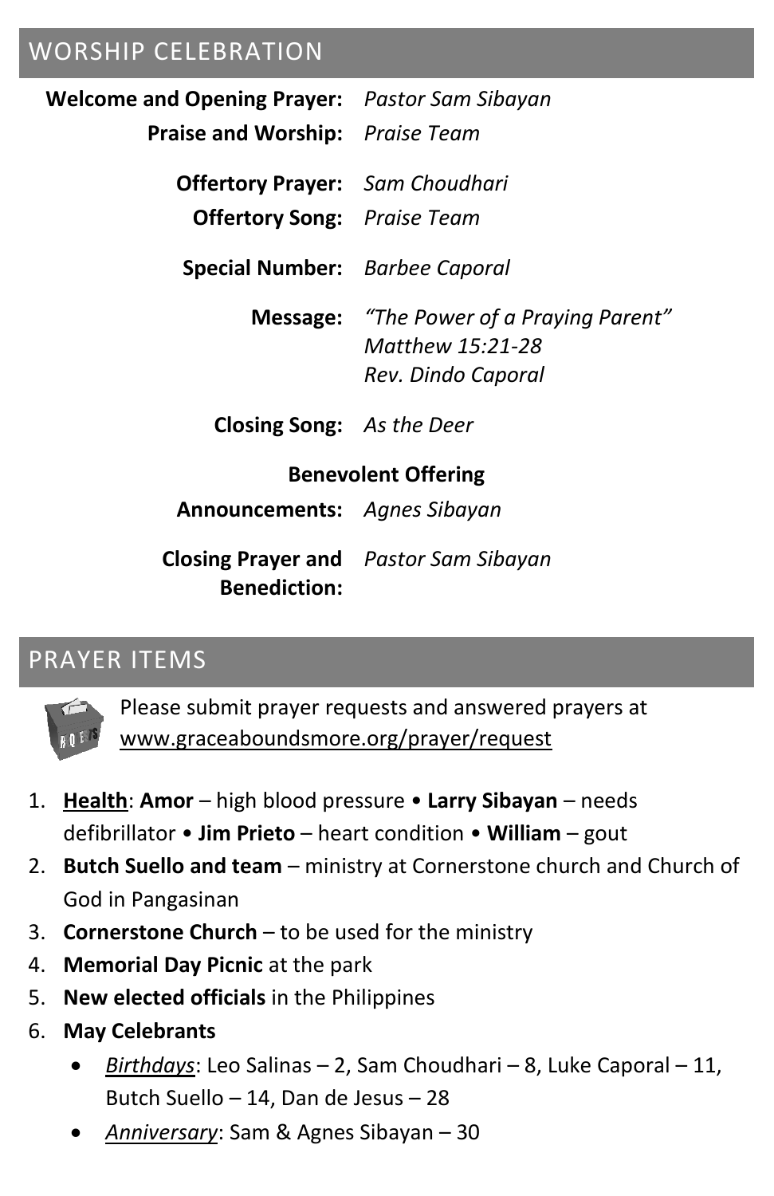## WORSHIP CELEBRATION

**Welcome and Opening Prayer:** *Pastor Sam Sibayan*

**Praise and Worship:** *Praise Team*

**Offertory Prayer:** *Sam Choudhari*

**Offertory Song:** *Praise Team*

**Special Number:** *Barbee Caporal*

**Message:** *"The Power of a Praying Parent"*
*Matthew 15:21-28*
*Rev. Dindo Caporal*

**Closing Song:** *As the Deer*

**Benevolent Offering**

**Announcements:** *Agnes Sibayan*

**Closing Prayer and Benediction:** *Pastor Sam Sibayan*

## PRAYER ITEMS

Please submit prayer requests and answered prayers at www.graceaboundsmore.org/prayer/request

1. **Health**: **Amor** – high blood pressure • **Larry Sibayan** – needs defibrillator • **Jim Prieto** – heart condition • **William** – gout
2. **Butch Suello and team** – ministry at Cornerstone church and Church of God in Pangasinan
3. **Cornerstone Church** – to be used for the ministry
4. **Memorial Day Picnic** at the park
5. **New elected officials** in the Philippines
6. **May Celebrants**
   - *Birthdays*: Leo Salinas – 2, Sam Choudhari – 8, Luke Caporal – 11, Butch Suello – 14, Dan de Jesus – 28
   - *Anniversary*: Sam & Agnes Sibayan – 30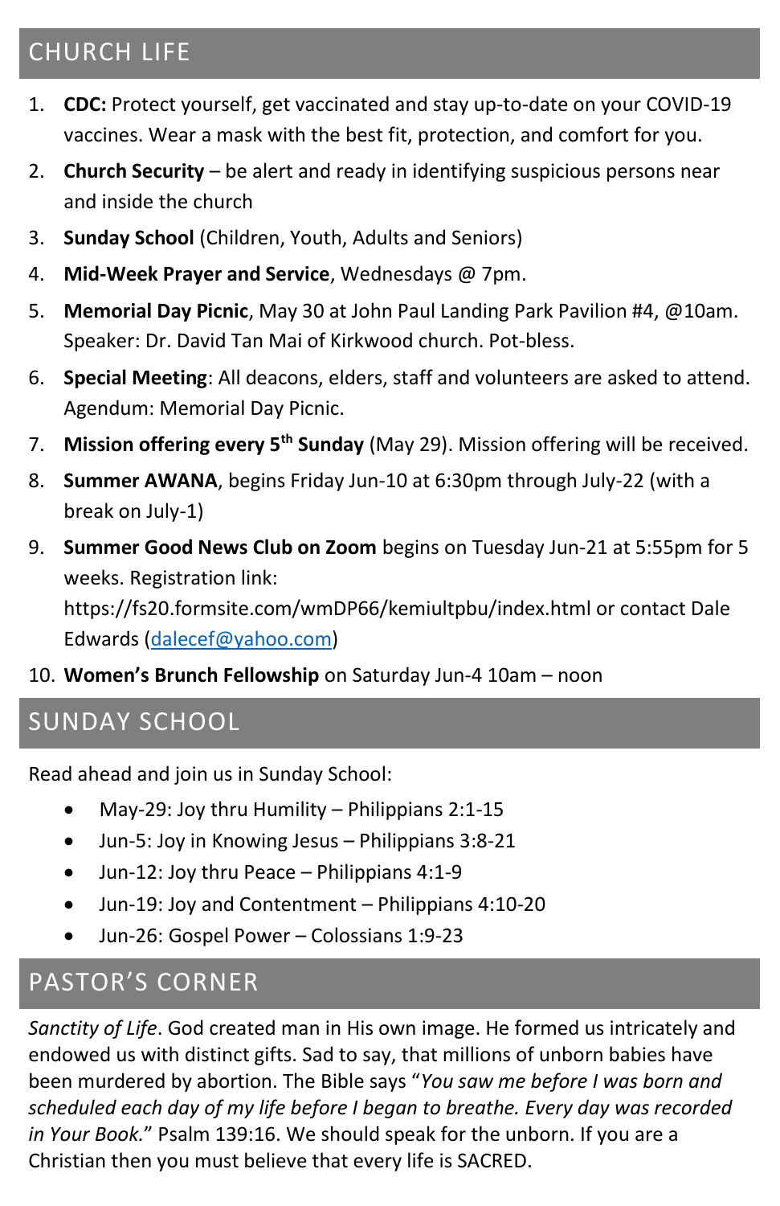## CHURCH LIFE

1. **CDC:** Protect yourself, get vaccinated and stay up-to-date on your COVID-19 vaccines. Wear a mask with the best fit, protection, and comfort for you.
2. **Church Security** – be alert and ready in identifying suspicious persons near and inside the church
3. **Sunday School** (Children, Youth, Adults and Seniors)
4. **Mid-Week Prayer and Service**, Wednesdays @ 7pm.
5. **Memorial Day Picnic**, May 30 at John Paul Landing Park Pavilion #4, @10am. Speaker: Dr. David Tan Mai of Kirkwood church. Pot-bless.
6. **Special Meeting**: All deacons, elders, staff and volunteers are asked to attend. Agendum: Memorial Day Picnic.
7. **Mission offering every 5th Sunday** (May 29). Mission offering will be received.
8. **Summer AWANA**, begins Friday Jun-10 at 6:30pm through July-22 (with a break on July-1)
9. **Summer Good News Club on Zoom** begins on Tuesday Jun-21 at 5:55pm for 5 weeks. Registration link: https://fs20.formsite.com/wmDP66/kemiultpbu/index.html or contact Dale Edwards ([dalecef@yahoo.com](mailto:dalecef@yahoo.com))
10. **Women's Brunch Fellowship** on Saturday Jun-4 10am – noon

## SUNDAY SCHOOL

Read ahead and join us in Sunday School:

- May-29: Joy thru Humility – Philippians 2:1-15
- Jun-5: Joy in Knowing Jesus – Philippians 3:8-21
- Jun-12: Joy thru Peace – Philippians 4:1-9
- Jun-19: Joy and Contentment – Philippians 4:10-20
- Jun-26: Gospel Power – Colossians 1:9-23

## PASTOR'S CORNER

*Sanctity of Life*. God created man in His own image. He formed us intricately and endowed us with distinct gifts. Sad to say, that millions of unborn babies have been murdered by abortion. The Bible says "*You saw me before I was born and scheduled each day of my life before I began to breathe. Every day was recorded in Your Book.*" Psalm 139:16. We should speak for the unborn. If you are a Christian then you must believe that every life is SACRED.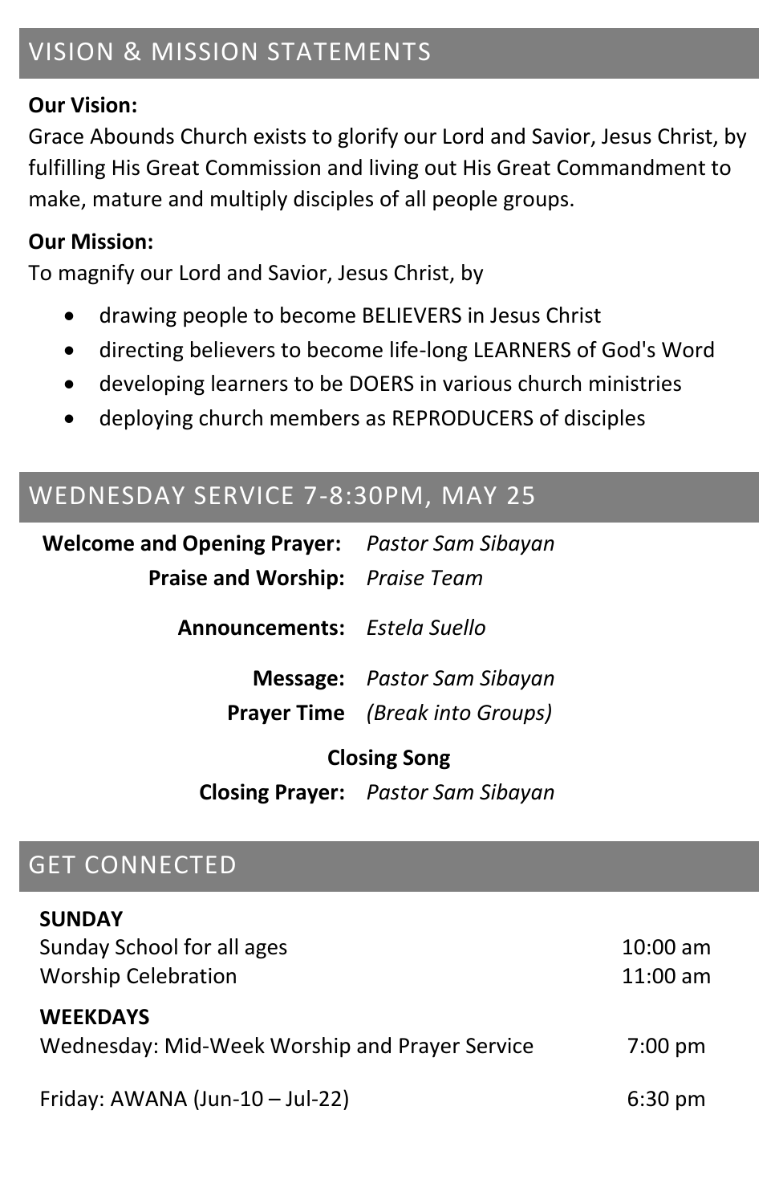## VISION & MISSION STATEMENTS

**Our Vision:**
Grace Abounds Church exists to glorify our Lord and Savior, Jesus Christ, by fulfilling His Great Commission and living out His Great Commandment to make, mature and multiply disciples of all people groups.

**Our Mission:**
To magnify our Lord and Savior, Jesus Christ, by

- drawing people to become BELIEVERS in Jesus Christ
- directing believers to become life-long LEARNERS of God's Word
- developing learners to be DOERS in various church ministries
- deploying church members as REPRODUCERS of disciples

## WEDNESDAY SERVICE 7-8:30PM, MAY 25

| | |
|---|---|
| **Welcome and Opening Prayer:** | *Pastor Sam Sibayan* |
| **Praise and Worship:** | *Praise Team* |
| **Announcements:** | *Estela Suello* |
| **Message:** | *Pastor Sam Sibayan* |
| **Prayer Time** | *(Break into Groups)* |
| **Closing Song** | |
| **Closing Prayer:** | *Pastor Sam Sibayan* |

## GET CONNECTED

**SUNDAY**

| | |
|---|---|
| Sunday School for all ages | 10:00 am |
| Worship Celebration | 11:00 am |

**WEEKDAYS**

| | |
|---|---|
| Wednesday: Mid-Week Worship and Prayer Service | 7:00 pm |
| Friday: AWANA (Jun-10 – Jul-22) | 6:30 pm |